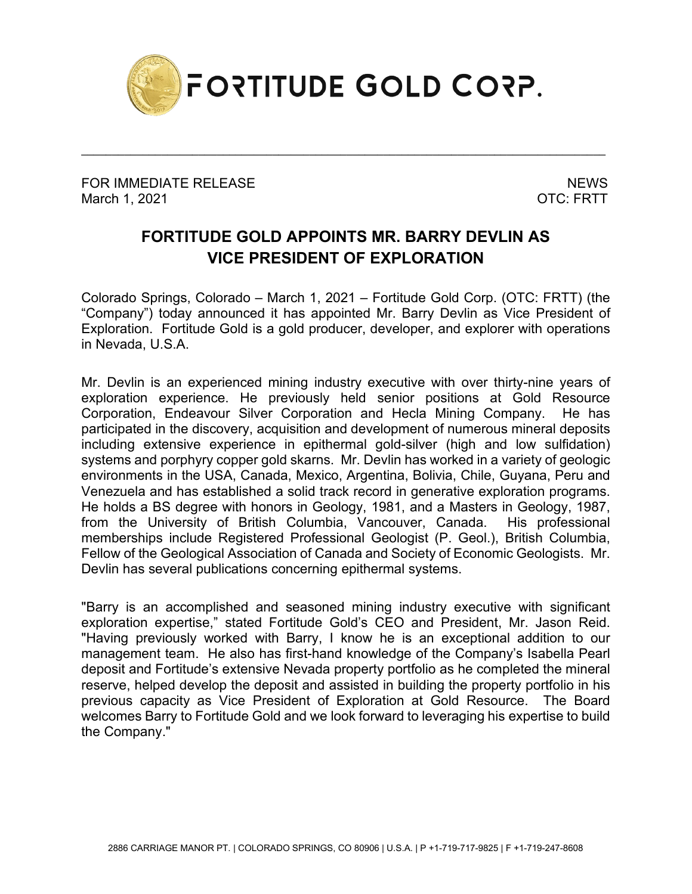# FORTITUDE GOLD CORP.

---

FOR IMMEDIATE RELEASE  
March 1, 2021

NEWS  
OTC: FRTT

## FORTITUDE GOLD APPOINTS MR. BARRY DEVLIN AS VICE PRESIDENT OF EXPLORATION

Colorado Springs, Colorado – March 1, 2021 – Fortitude Gold Corp. (OTC: FRTT) (the "Company") today announced it has appointed Mr. Barry Devlin as Vice President of Exploration. Fortitude Gold is a gold producer, developer, and explorer with operations in Nevada, U.S.A.

Mr. Devlin is an experienced mining industry executive with over thirty-nine years of exploration experience. He previously held senior positions at Gold Resource Corporation, Endeavour Silver Corporation and Hecla Mining Company. He has participated in the discovery, acquisition and development of numerous mineral deposits including extensive experience in epithermal gold-silver (high and low sulfidation) systems and porphyry copper gold skarns. Mr. Devlin has worked in a variety of geologic environments in the USA, Canada, Mexico, Argentina, Bolivia, Chile, Guyana, Peru and Venezuela and has established a solid track record in generative exploration programs. He holds a BS degree with honors in Geology, 1981, and a Masters in Geology, 1987, from the University of British Columbia, Vancouver, Canada. His professional memberships include Registered Professional Geologist (P. Geol.), British Columbia, Fellow of the Geological Association of Canada and Society of Economic Geologists. Mr. Devlin has several publications concerning epithermal systems.

"Barry is an accomplished and seasoned mining industry executive with significant exploration expertise," stated Fortitude Gold's CEO and President, Mr. Jason Reid. "Having previously worked with Barry, I know he is an exceptional addition to our management team. He also has first-hand knowledge of the Company's Isabella Pearl deposit and Fortitude's extensive Nevada property portfolio as he completed the mineral reserve, helped develop the deposit and assisted in building the property portfolio in his previous capacity as Vice President of Exploration at Gold Resource. The Board welcomes Barry to Fortitude Gold and we look forward to leveraging his expertise to build the Company."

2886 CARRIAGE MANOR PT. | COLORADO SPRINGS, CO 80906 | U.S.A. | P +1-719-717-9825 | F +1-719-247-8608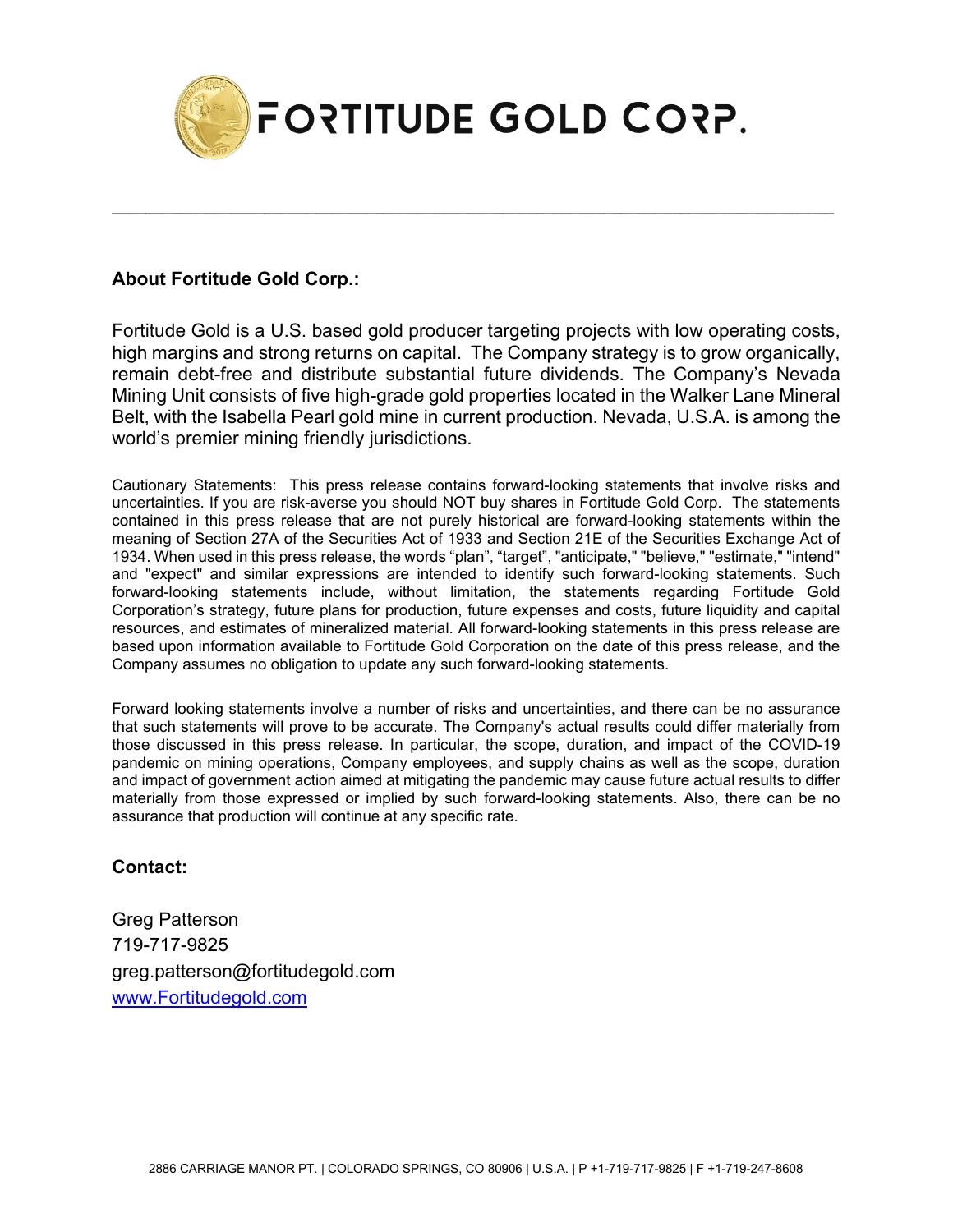**About Fortitude Gold Corp.:**

Fortitude Gold is a U.S. based gold producer targeting projects with low operating costs, high margins and strong returns on capital. The Company strategy is to grow organically, remain debt-free and distribute substantial future dividends. The Company's Nevada Mining Unit consists of five high-grade gold properties located in the Walker Lane Mineral Belt, with the Isabella Pearl gold mine in current production. Nevada, U.S.A. is among the world's premier mining friendly jurisdictions.

Cautionary Statements: This press release contains forward-looking statements that involve risks and uncertainties. If you are risk-averse you should NOT buy shares in Fortitude Gold Corp. The statements contained in this press release that are not purely historical are forward-looking statements within the meaning of Section 27A of the Securities Act of 1933 and Section 21E of the Securities Exchange Act of 1934. When used in this press release, the words "plan", "target", "anticipate," "believe," "estimate," "intend" and "expect" and similar expressions are intended to identify such forward-looking statements. Such forward-looking statements include, without limitation, the statements regarding Fortitude Gold Corporation's strategy, future plans for production, future expenses and costs, future liquidity and capital resources, and estimates of mineralized material. All forward-looking statements in this press release are based upon information available to Fortitude Gold Corporation on the date of this press release, and the Company assumes no obligation to update any such forward-looking statements.

Forward looking statements involve a number of risks and uncertainties, and there can be no assurance that such statements will prove to be accurate. The Company's actual results could differ materially from those discussed in this press release. In particular, the scope, duration, and impact of the COVID-19 pandemic on mining operations, Company employees, and supply chains as well as the scope, duration and impact of government action aimed at mitigating the pandemic may cause future actual results to differ materially from those expressed or implied by such forward-looking statements. Also, there can be no assurance that production will continue at any specific rate.

**Contact:**

Greg Patterson
719-717-9825
greg.patterson@fortitudegold.com
[www.Fortitudegold.com](http://www.Fortitudegold.com)